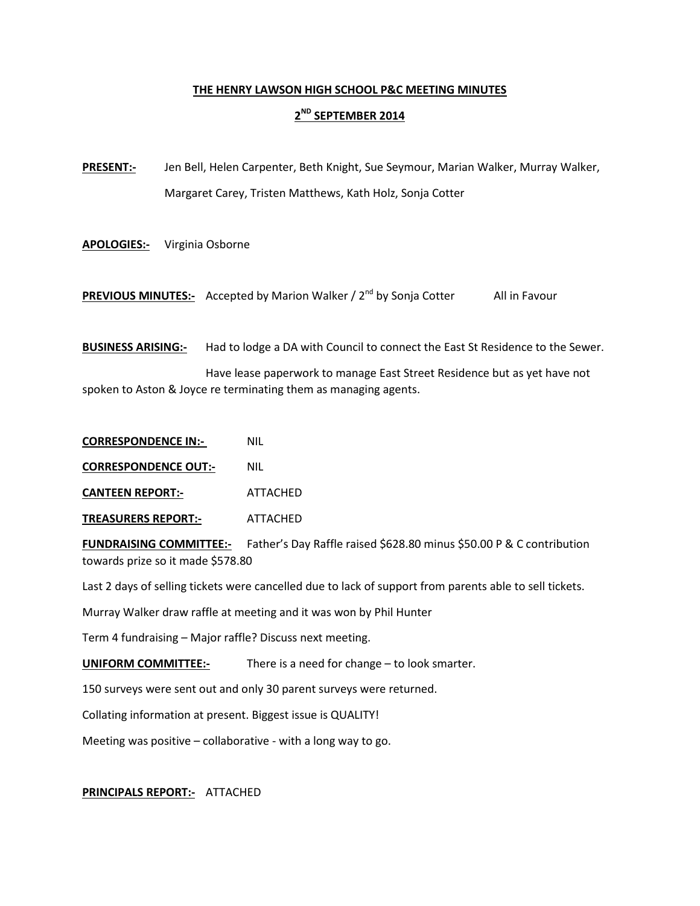# THE HENRY LAWSON HIGH SCHOOL P&C MEETING MINUTES

## 2ND SEPTEMBER 2014

**PRESENT:-** Jen Bell, Helen Carpenter, Beth Knight, Sue Seymour, Marian Walker, Murray Walker, Margaret Carey, Tristen Matthews, Kath Holz, Sonja Cotter

**APOLOGIES:-** Virginia Osborne

**PREVIOUS MINUTES:-** Accepted by Marion Walker / 2nd by Sonja Cotter All in Favour

**BUSINESS ARISING:-** Had to lodge a DA with Council to connect the East St Residence to the Sewer.

Have lease paperwork to manage East Street Residence but as yet have not spoken to Aston & Joyce re terminating them as managing agents.

**CORRESPONDENCE IN:-** NIL

**CORRESPONDENCE OUT:-** NIL

**CANTEEN REPORT:-** ATTACHED

**TREASURERS REPORT:-** ATTACHED

**FUNDRAISING COMMITTEE:-** Father's Day Raffle raised $628.80 minus $50.00 P & C contribution towards prize so it made $578.80

Last 2 days of selling tickets were cancelled due to lack of support from parents able to sell tickets.

Murray Walker draw raffle at meeting and it was won by Phil Hunter

Term 4 fundraising – Major raffle? Discuss next meeting.

**UNIFORM COMMITTEE:-** There is a need for change – to look smarter.

150 surveys were sent out and only 30 parent surveys were returned.

Collating information at present. Biggest issue is QUALITY!

Meeting was positive – collaborative - with a long way to go.

**PRINCIPALS REPORT:-** ATTACHED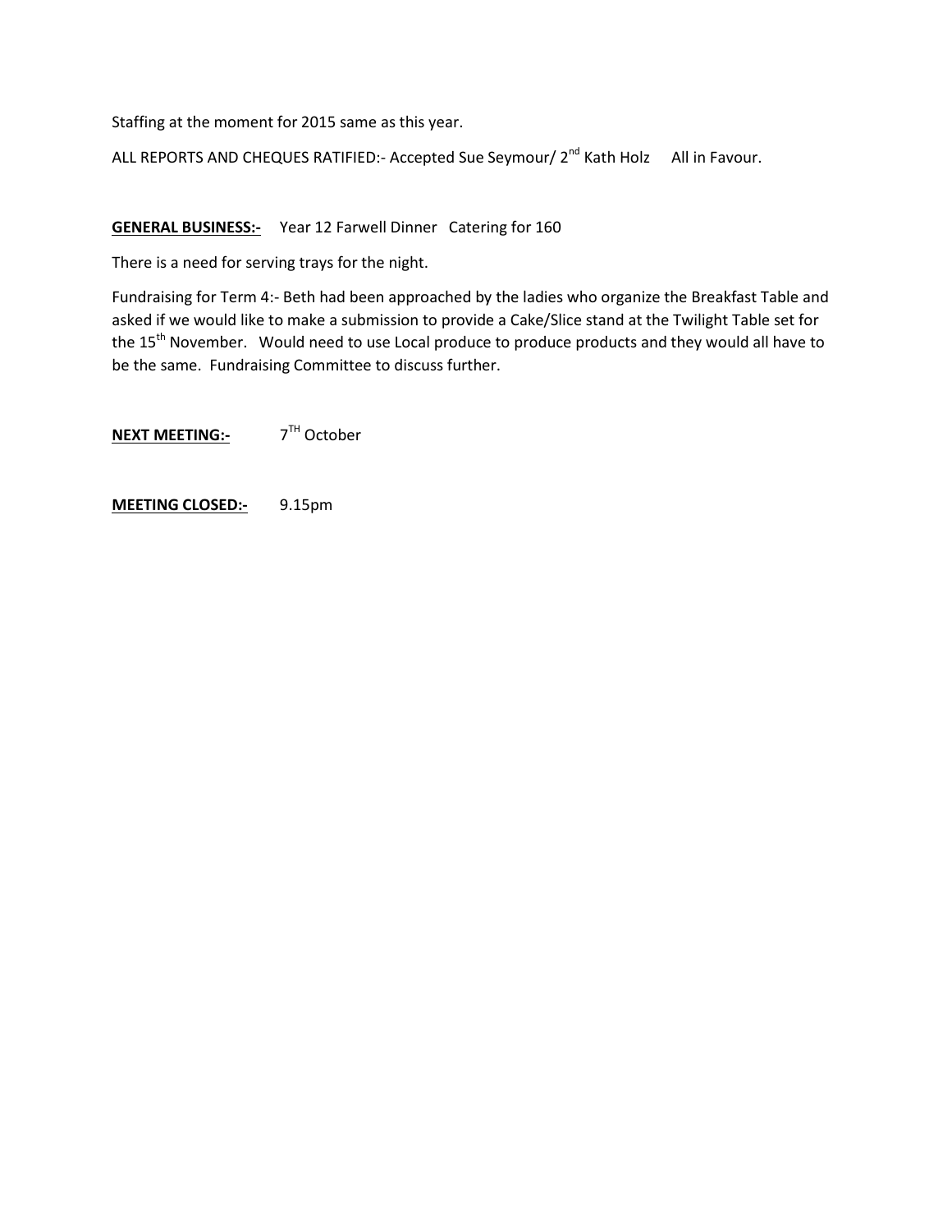Staffing at the moment for 2015 same as this year.

ALL REPORTS AND CHEQUES RATIFIED:- Accepted Sue Seymour/ 2nd Kath Holz All in Favour.

**GENERAL BUSINESS:-** Year 12 Farwell Dinner Catering for 160

There is a need for serving trays for the night.

Fundraising for Term 4:- Beth had been approached by the ladies who organize the Breakfast Table and asked if we would like to make a submission to provide a Cake/Slice stand at the Twilight Table set for the 15th November. Would need to use Local produce to produce products and they would all have to be the same. Fundraising Committee to discuss further.

**NEXT MEETING:-** 7TH October

**MEETING CLOSED:-** 9.15pm